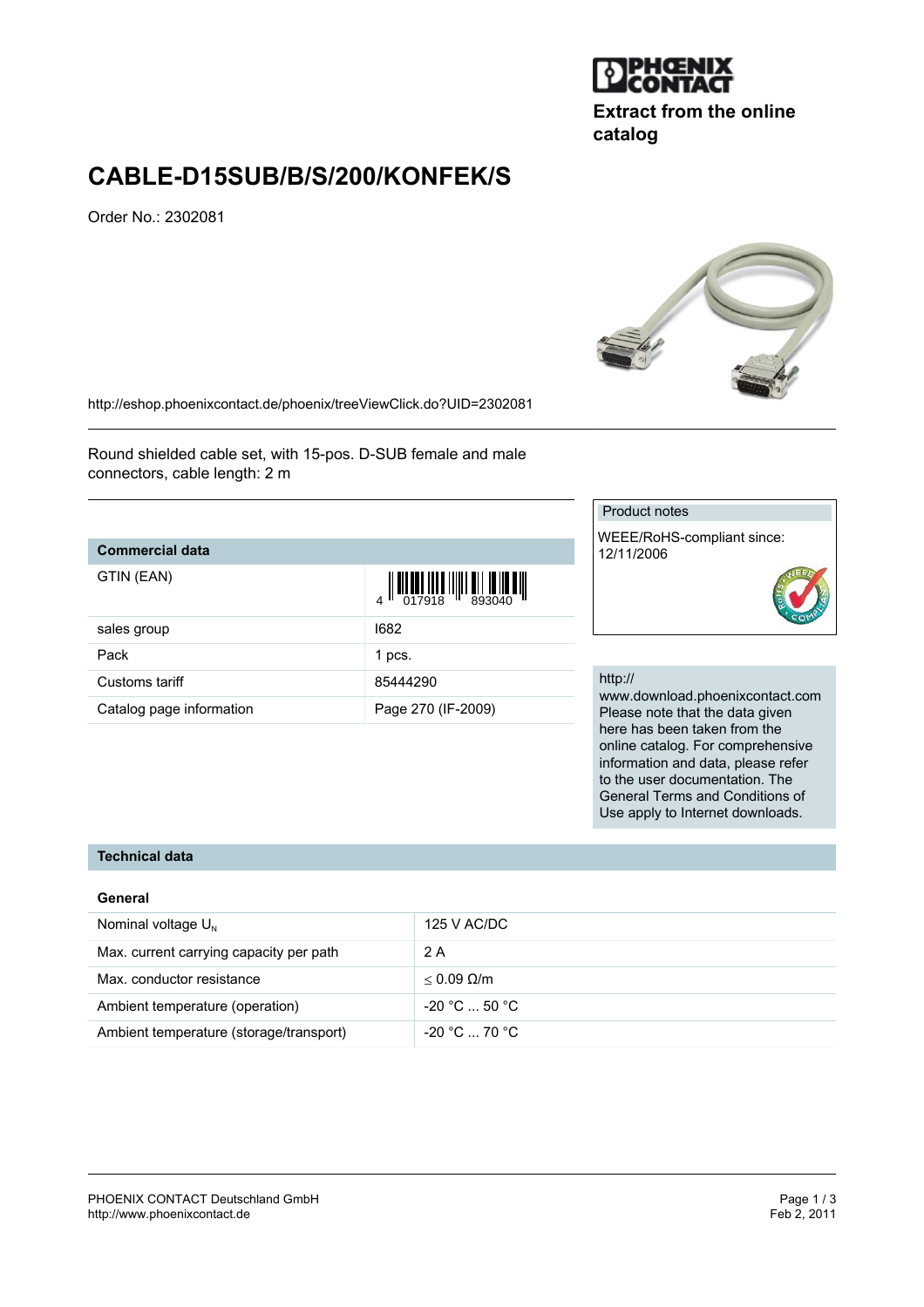Extract from the online catalog

# CABLE-D15SUB/B/S/200/KONFEK/S

Order No.: 2302081

http://eshop.phoenixcontact.de/phoenix/treeViewClick.do?UID=2302081

Round shielded cable set, with 15-pos. D-SUB female and male connectors, cable length: 2 m

## Commercial data

| | |
|---|---|
| GTIN (EAN) | 4 017918 893040 |
| sales group | I682 |
| Pack | 1 pcs. |
| Customs tariff | 85444290 |
| Catalog page information | Page 270 (IF-2009) |

**Product notes**

WEEE/RoHS-compliant since: 12/11/2006

http://www.download.phoenixcontact.com Please note that the data given here has been taken from the online catalog. For comprehensive information and data, please refer to the user documentation. The General Terms and Conditions of Use apply to Internet downloads.

## Technical data

### General

| | |
|---|---|
| Nominal voltage $U_N$ | 125 V AC/DC |
| Max. current carrying capacity per path | 2 A |
| Max. conductor resistance | ≤ 0.09 Ω/m |
| Ambient temperature (operation) | -20 °C ... 50 °C |
| Ambient temperature (storage/transport) | -20 °C ... 70 °C |

PHOENIX CONTACT Deutschland GmbH
http://www.phoenixcontact.de

Feb 2, 2011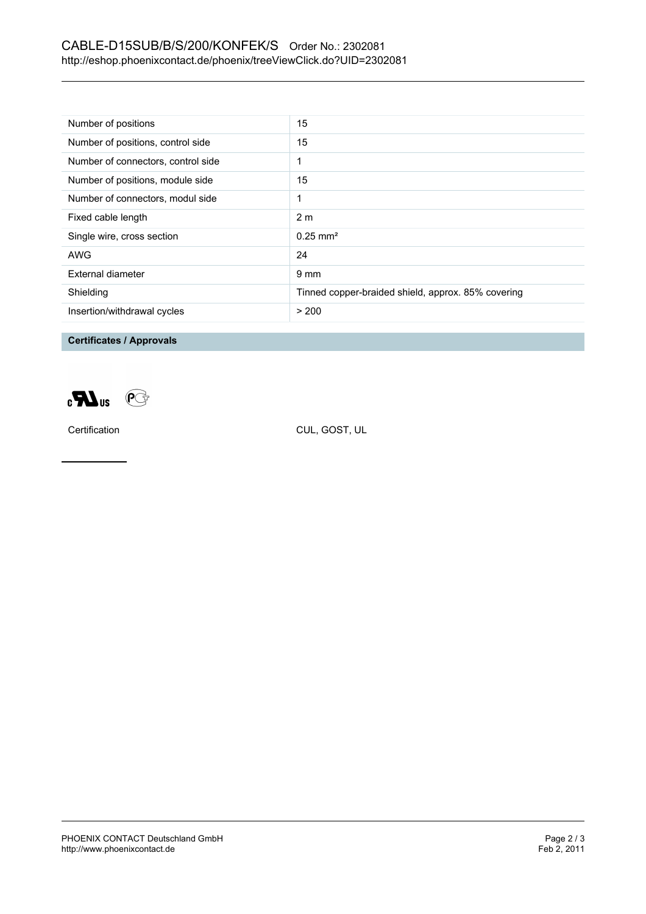| Number of positions | 15 |
| --- | --- |
| Number of positions, control side | 15 |
| Number of connectors, control side | 1 |
| Number of positions, module side | 15 |
| Number of connectors, modul side | 1 |
| Fixed cable length | 2 m |
| Single wire, cross section | 0.25 mm² |
| AWG | 24 |
| External diameter | 9 mm |
| Shielding | Tinned copper-braided shield, approx. 85% covering |
| Insertion/withdrawal cycles | > 200 |

## Certificates / Approvals

Certification CUL, GOST, UL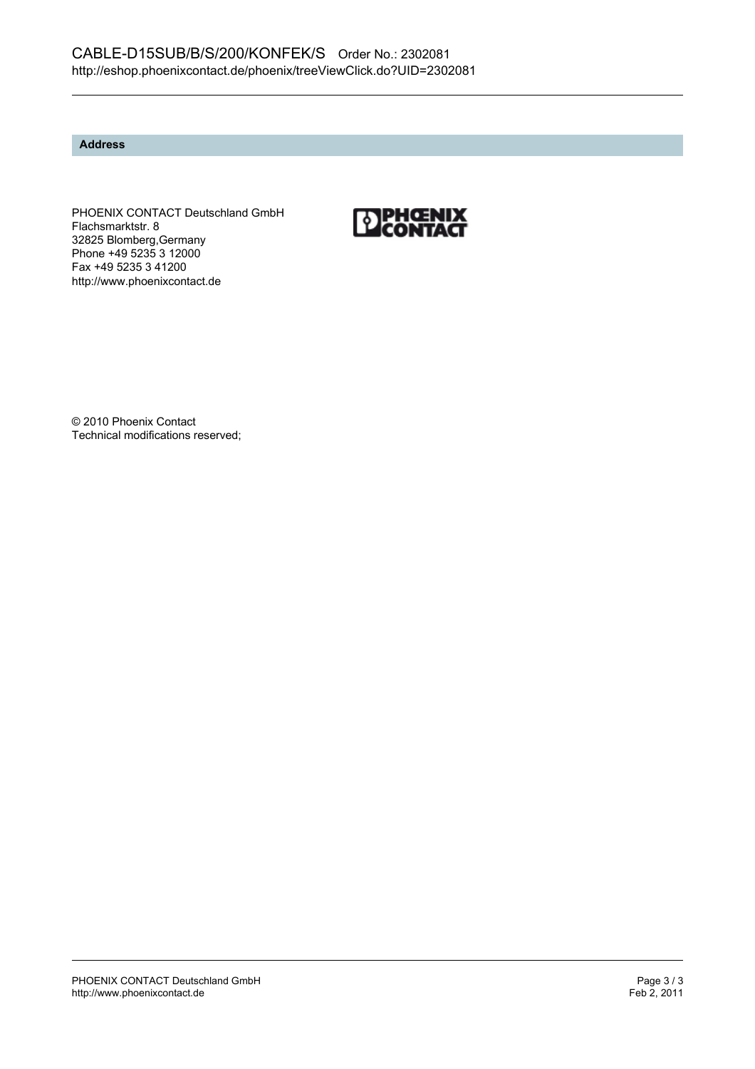## Address

PHOENIX CONTACT Deutschland GmbH
Flachsmarktstr. 8
32825 Blomberg,Germany
Phone +49 5235 3 12000
Fax +49 5235 3 41200
http://www.phoenixcontact.de

© 2010 Phoenix Contact
Technical modifications reserved;